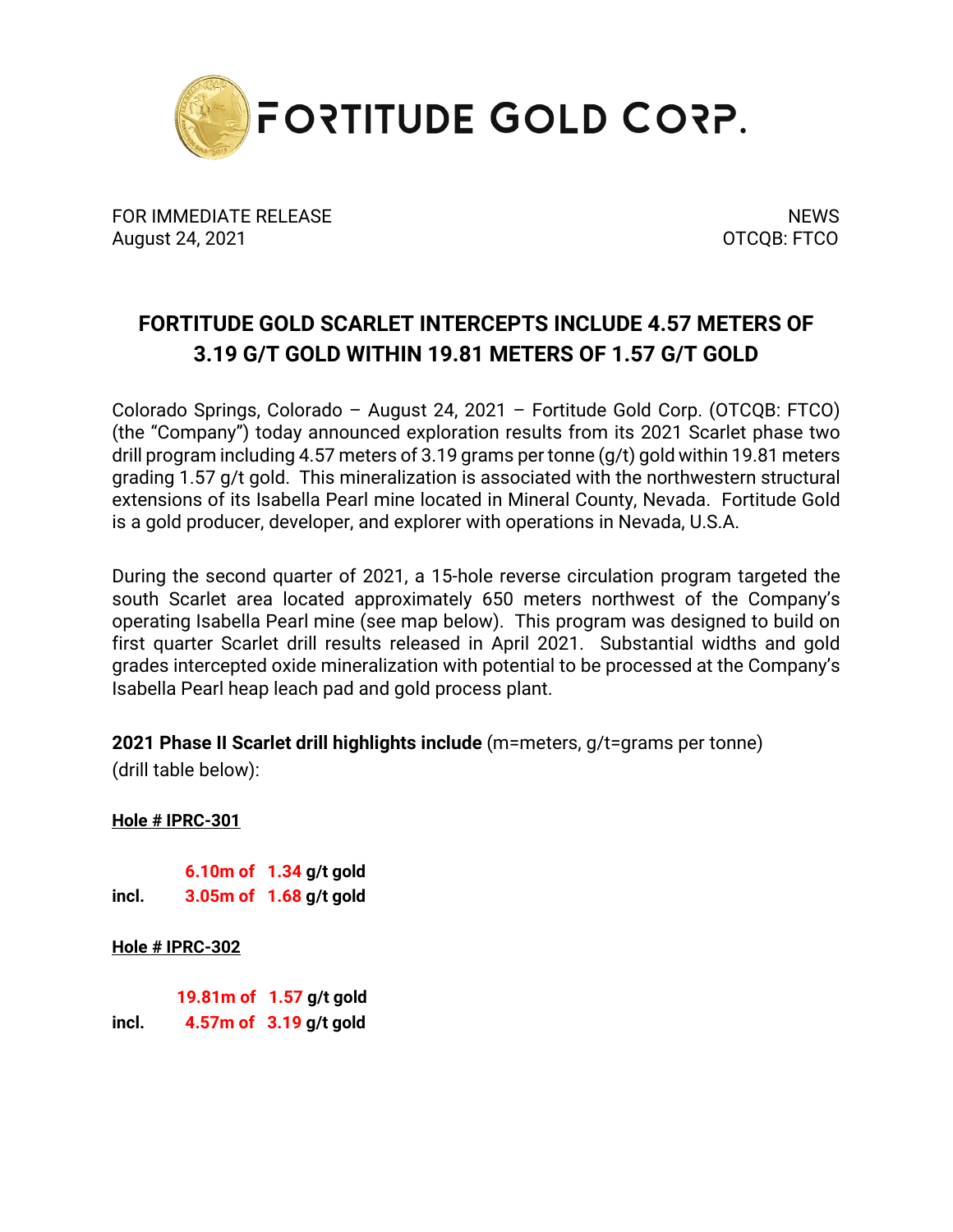FORTITUDE GOLD CORP.

FOR IMMEDIATE RELEASE
August 24, 2021

NEWS
OTCQB: FTCO

# FORTITUDE GOLD SCARLET INTERCEPTS INCLUDE 4.57 METERS OF 3.19 G/T GOLD WITHIN 19.81 METERS OF 1.57 G/T GOLD

Colorado Springs, Colorado – August 24, 2021 – Fortitude Gold Corp. (OTCQB: FTCO) (the "Company") today announced exploration results from its 2021 Scarlet phase two drill program including 4.57 meters of 3.19 grams per tonne (g/t) gold within 19.81 meters grading 1.57 g/t gold. This mineralization is associated with the northwestern structural extensions of its Isabella Pearl mine located in Mineral County, Nevada. Fortitude Gold is a gold producer, developer, and explorer with operations in Nevada, U.S.A.

During the second quarter of 2021, a 15-hole reverse circulation program targeted the south Scarlet area located approximately 650 meters northwest of the Company's operating Isabella Pearl mine (see map below). This program was designed to build on first quarter Scarlet drill results released in April 2021. Substantial widths and gold grades intercepted oxide mineralization with potential to be processed at the Company's Isabella Pearl heap leach pad and gold process plant.

**2021 Phase II Scarlet drill highlights include** (m=meters, g/t=grams per tonne) (drill table below):

**Hole # IPRC-301**

| | |
|---|---|
| | **6.10m of 1.34 g/t gold** |
| **incl.** | **3.05m of 1.68 g/t gold** |

**Hole # IPRC-302**

| | |
|---|---|
| | **19.81m of 1.57 g/t gold** |
| **incl.** | **4.57m of 3.19 g/t gold** |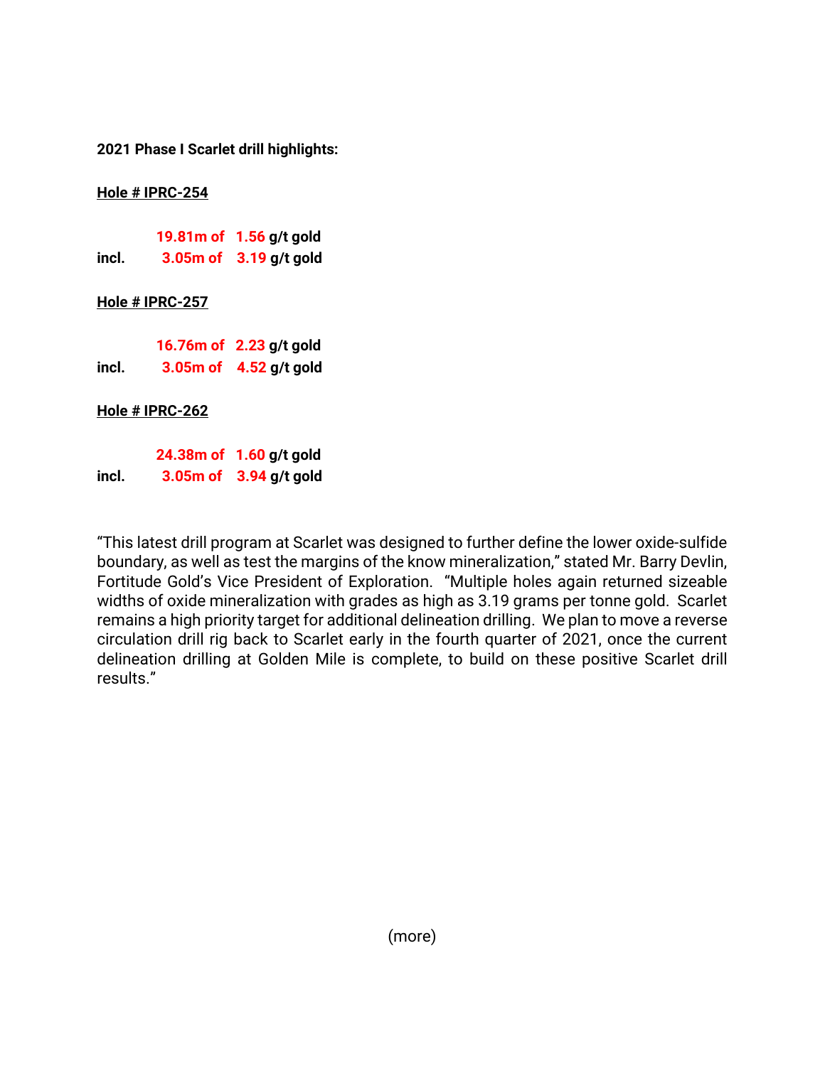**2021 Phase I Scarlet drill highlights:**

**<u>Hole # IPRC-254</u>**

| | | |
|---|---|---|
| | **19.81m of** | **1.56 g/t gold** |
| **incl.** | **3.05m of** | **3.19 g/t gold** |

**<u>Hole # IPRC-257</u>**

| | | |
|---|---|---|
| | **16.76m of** | **2.23 g/t gold** |
| **incl.** | **3.05m of** | **4.52 g/t gold** |

**<u>Hole # IPRC-262</u>**

| | | |
|---|---|---|
| | **24.38m of** | **1.60 g/t gold** |
| **incl.** | **3.05m of** | **3.94 g/t gold** |

"This latest drill program at Scarlet was designed to further define the lower oxide-sulfide boundary, as well as test the margins of the know mineralization," stated Mr. Barry Devlin, Fortitude Gold's Vice President of Exploration. "Multiple holes again returned sizeable widths of oxide mineralization with grades as high as 3.19 grams per tonne gold. Scarlet remains a high priority target for additional delineation drilling. We plan to move a reverse circulation drill rig back to Scarlet early in the fourth quarter of 2021, once the current delineation drilling at Golden Mile is complete, to build on these positive Scarlet drill results."

(more)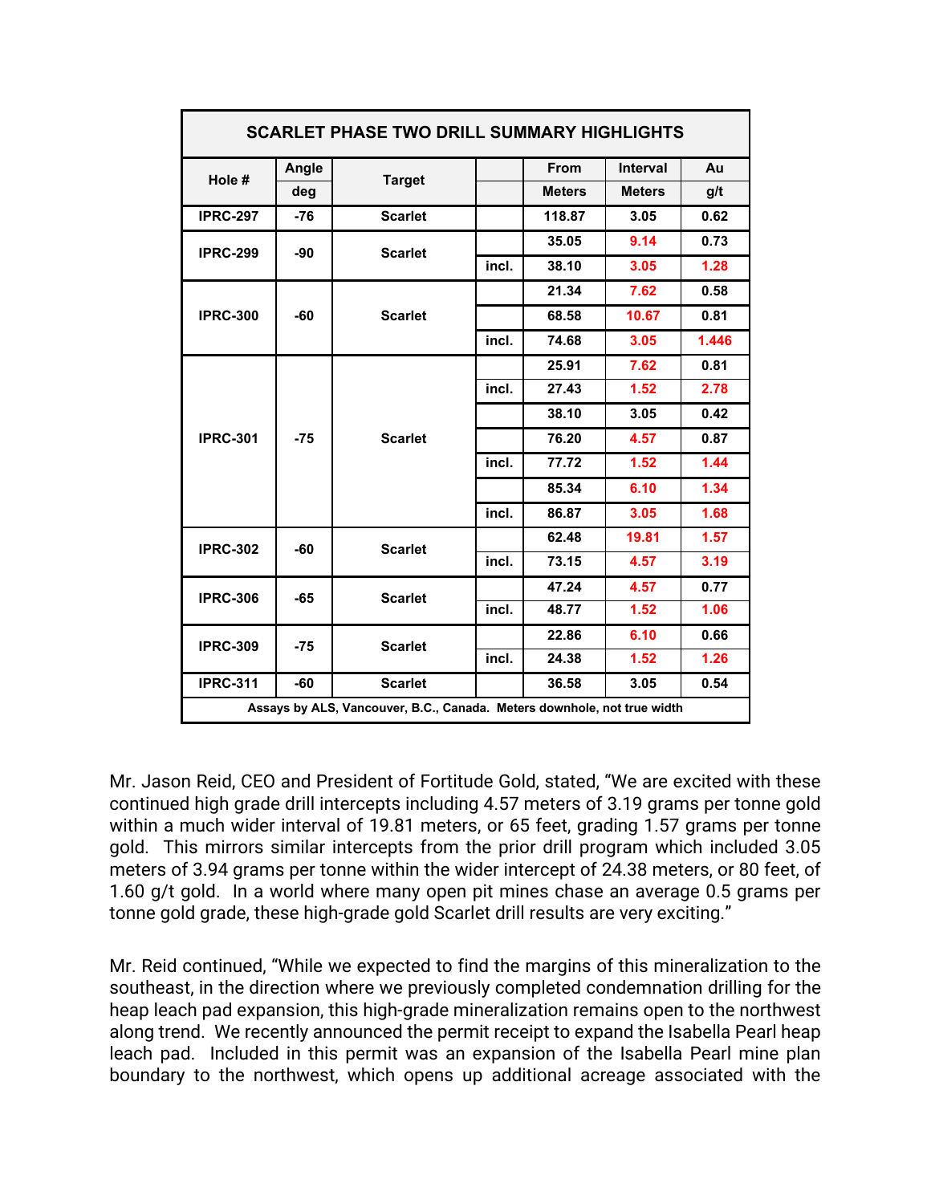| SCARLET PHASE TWO DRILL SUMMARY HIGHLIGHTS | | | | | | |
|---|---|---|---|---|---|---|
| Hole # | Angle | Target | | From | Interval | Au |
| | deg | | | Meters | Meters | g/t |
| IPRC-297 | -76 | Scarlet | | 118.87 | 3.05 | 0.62 |
| IPRC-299 | -90 | Scarlet | | 35.05 | 9.14 | 0.73 |
| | | | incl. | 38.10 | 3.05 | 1.28 |
| IPRC-300 | -60 | Scarlet | | 21.34 | 7.62 | 0.58 |
| | | | | 68.58 | 10.67 | 0.81 |
| | | | incl. | 74.68 | 3.05 | 1.446 |
| IPRC-301 | -75 | Scarlet | | 25.91 | 7.62 | 0.81 |
| | | | incl. | 27.43 | 1.52 | 2.78 |
| | | | | 38.10 | 3.05 | 0.42 |
| | | | | 76.20 | 4.57 | 0.87 |
| | | | incl. | 77.72 | 1.52 | 1.44 |
| | | | | 85.34 | 6.10 | 1.34 |
| | | | incl. | 86.87 | 3.05 | 1.68 |
| IPRC-302 | -60 | Scarlet | | 62.48 | 19.81 | 1.57 |
| | | | incl. | 73.15 | 4.57 | 3.19 |
| IPRC-306 | -65 | Scarlet | | 47.24 | 4.57 | 0.77 |
| | | | incl. | 48.77 | 1.52 | 1.06 |
| IPRC-309 | -75 | Scarlet | | 22.86 | 6.10 | 0.66 |
| | | | incl. | 24.38 | 1.52 | 1.26 |
| IPRC-311 | -60 | Scarlet | | 36.58 | 3.05 | 0.54 |
| Assays by ALS, Vancouver, B.C., Canada. Meters downhole, not true width | | | | | | |

Mr. Jason Reid, CEO and President of Fortitude Gold, stated, "We are excited with these continued high grade drill intercepts including 4.57 meters of 3.19 grams per tonne gold within a much wider interval of 19.81 meters, or 65 feet, grading 1.57 grams per tonne gold. This mirrors similar intercepts from the prior drill program which included 3.05 meters of 3.94 grams per tonne within the wider intercept of 24.38 meters, or 80 feet, of 1.60 g/t gold. In a world where many open pit mines chase an average 0.5 grams per tonne gold grade, these high-grade gold Scarlet drill results are very exciting."

Mr. Reid continued, "While we expected to find the margins of this mineralization to the southeast, in the direction where we previously completed condemnation drilling for the heap leach pad expansion, this high-grade mineralization remains open to the northwest along trend. We recently announced the permit receipt to expand the Isabella Pearl heap leach pad. Included in this permit was an expansion of the Isabella Pearl mine plan boundary to the northwest, which opens up additional acreage associated with the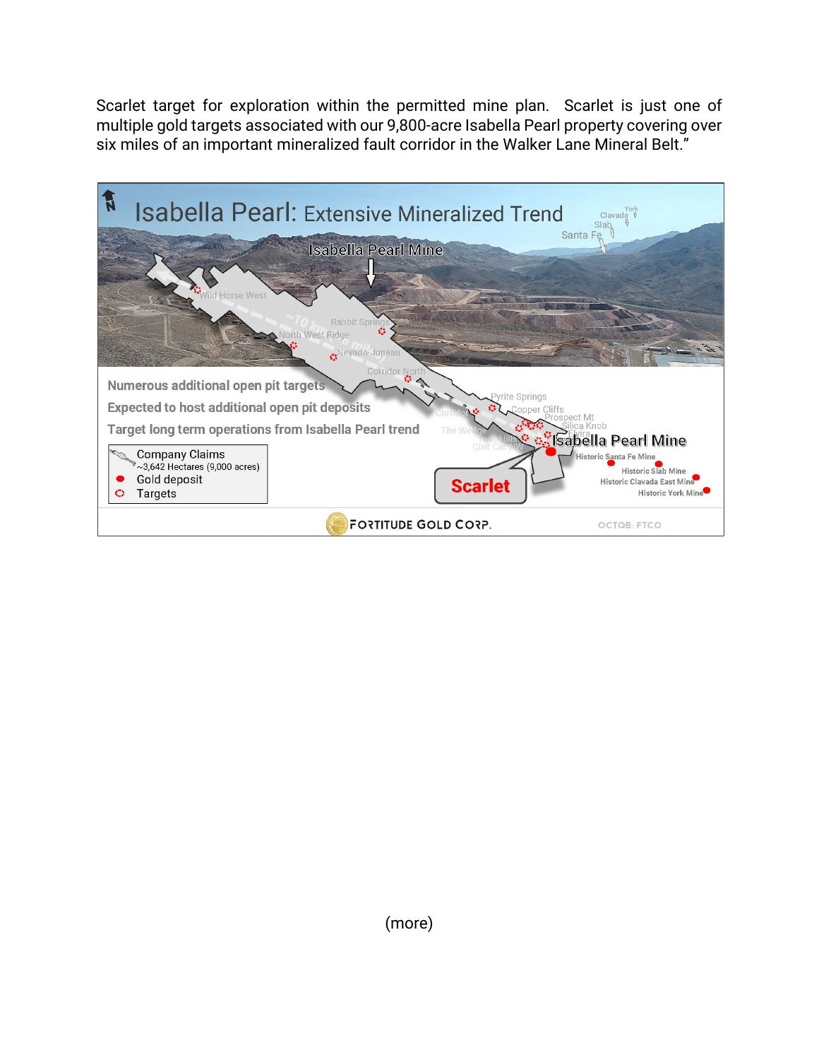Scarlet target for exploration within the permitted mine plan. Scarlet is just one of multiple gold targets associated with our 9,800-acre Isabella Pearl property covering over six miles of an important mineralized fault corridor in the Walker Lane Mineral Belt."

(more)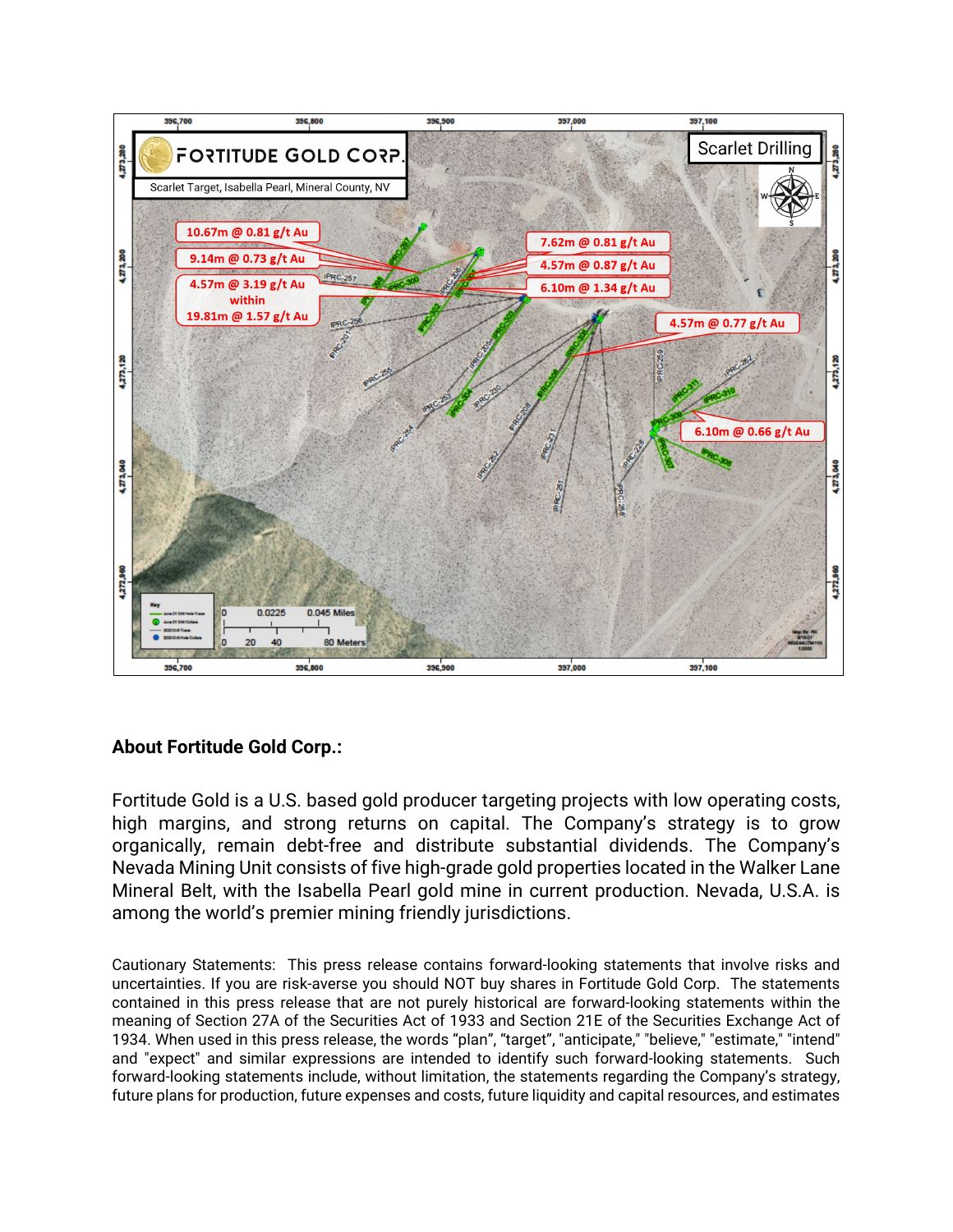**About Fortitude Gold Corp.:**

Fortitude Gold is a U.S. based gold producer targeting projects with low operating costs, high margins, and strong returns on capital. The Company's strategy is to grow organically, remain debt-free and distribute substantial dividends. The Company's Nevada Mining Unit consists of five high-grade gold properties located in the Walker Lane Mineral Belt, with the Isabella Pearl gold mine in current production. Nevada, U.S.A. is among the world's premier mining friendly jurisdictions.

Cautionary Statements: This press release contains forward-looking statements that involve risks and uncertainties. If you are risk-averse you should NOT buy shares in Fortitude Gold Corp. The statements contained in this press release that are not purely historical are forward-looking statements within the meaning of Section 27A of the Securities Act of 1933 and Section 21E of the Securities Exchange Act of 1934. When used in this press release, the words "plan", "target", "anticipate," "believe," "estimate," "intend" and "expect" and similar expressions are intended to identify such forward-looking statements. Such forward-looking statements include, without limitation, the statements regarding the Company's strategy, future plans for production, future expenses and costs, future liquidity and capital resources, and estimates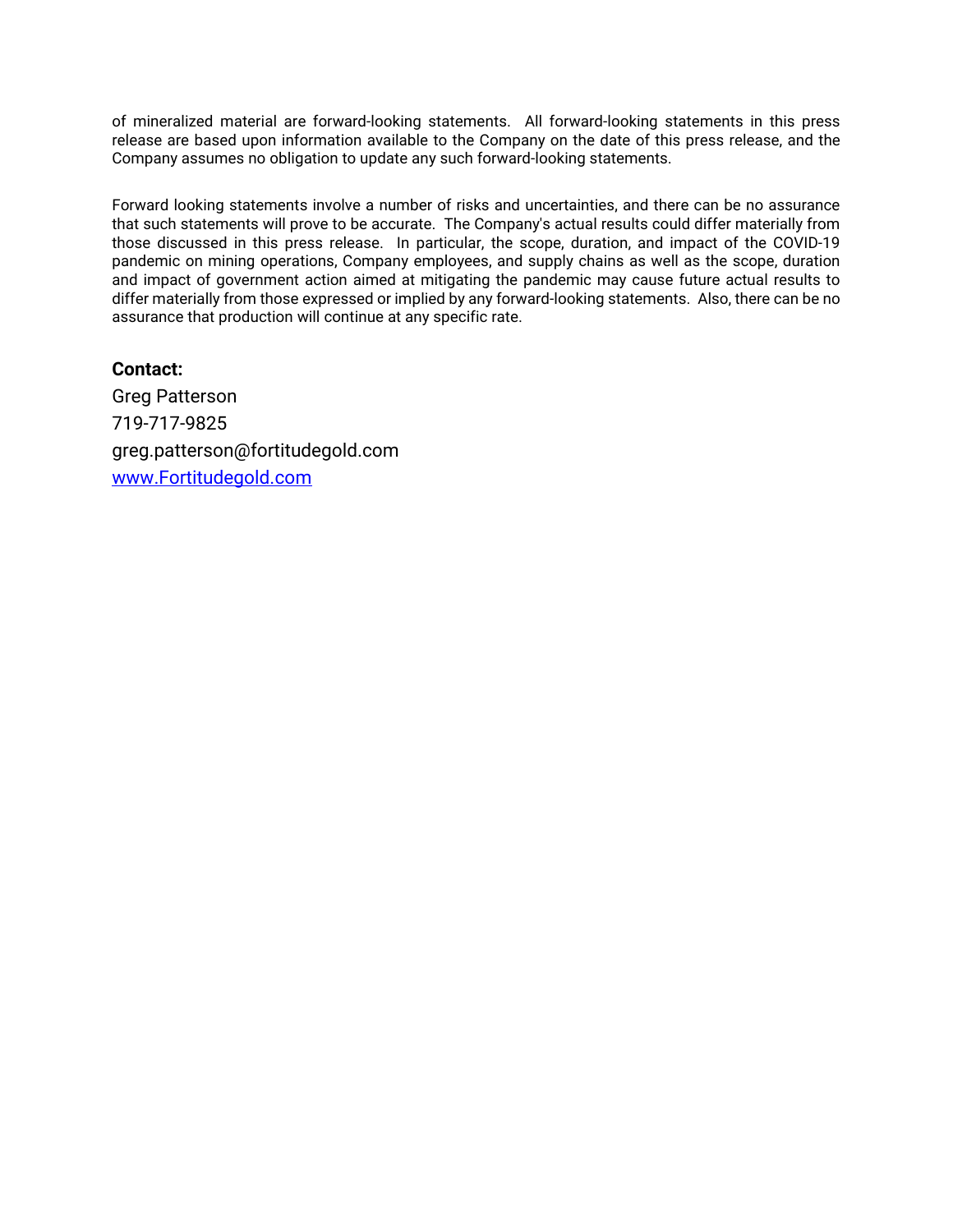of mineralized material are forward-looking statements. All forward-looking statements in this press release are based upon information available to the Company on the date of this press release, and the Company assumes no obligation to update any such forward-looking statements.

Forward looking statements involve a number of risks and uncertainties, and there can be no assurance that such statements will prove to be accurate. The Company's actual results could differ materially from those discussed in this press release. In particular, the scope, duration, and impact of the COVID-19 pandemic on mining operations, Company employees, and supply chains as well as the scope, duration and impact of government action aimed at mitigating the pandemic may cause future actual results to differ materially from those expressed or implied by any forward-looking statements. Also, there can be no assurance that production will continue at any specific rate.

**Contact:**

Greg Patterson

719-717-9825

greg.patterson@fortitudegold.com

[www.Fortitudegold.com](http://www.Fortitudegold.com)